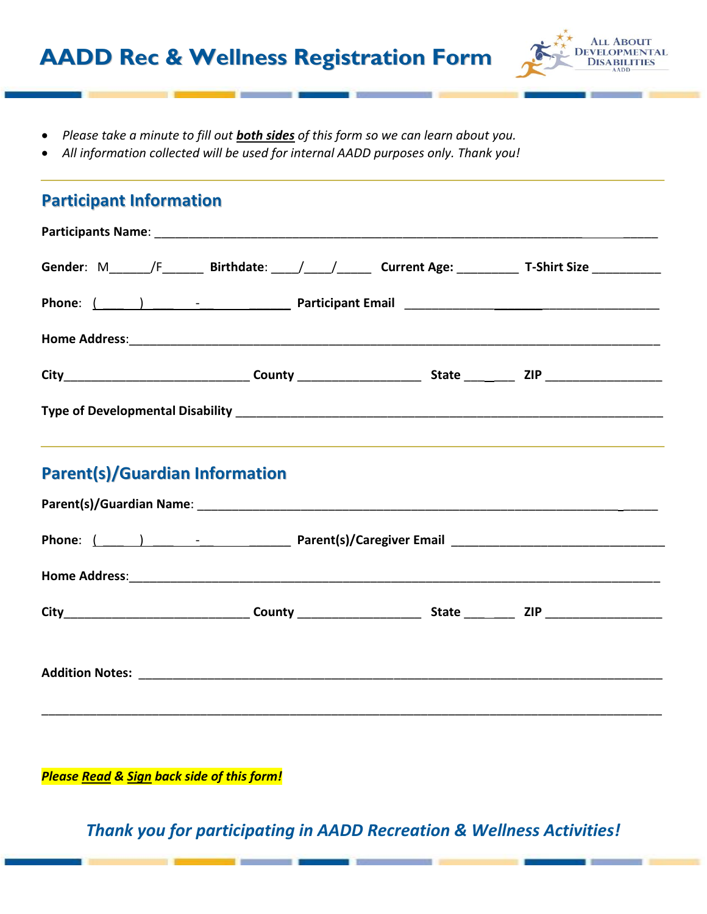# AADD Rec & Wellness Registration Form

ALL ABOUT DEVELOPMENTAL DISABILITIES
AADD

- *Please take a minute to fill out* ***both sides*** *of this form so we can learn about you.*
- *All information collected will be used for internal AADD purposes only. Thank you!*

## Participant Information

**Participants Name**: ______________________________________________________________________

**Gender**: M______/F______ **Birthdate**: ____/____/_____ **Current Age:** _________ **T-Shirt Size** __________

**Phone**: (____) ____-________ **Participant Email** ___________________________________

**Home Address**:_________________________________________________________________________

**City**___________________________ **County** _________________ **State** _______ **ZIP** ________________

**Type of Developmental Disability** _______________________________________________________

## Parent(s)/Guardian Information

**Parent(s)/Guardian Name**: _______________________________________________________________

**Phone**: (____) ____-________ **Parent(s)/Caregiver Email** _______________________________

**Home Address**:_________________________________________________________________________

**City**___________________________ **County** _________________ **State** _______ **ZIP** ________________

**Addition Notes:** ________________________________________________________________________

__________________________________________________________________________________________

***Please Read & Sign back side of this form!***

***Thank you for participating in AADD Recreation & Wellness Activities!***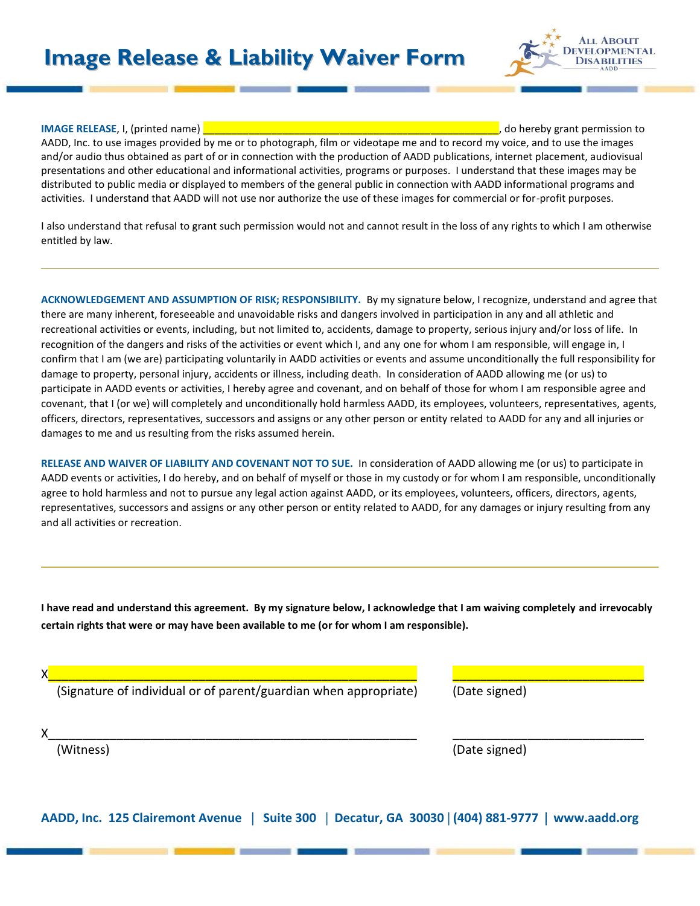# Image Release & Liability Waiver Form

**IMAGE RELEASE**, I, (printed name) ________________________________________________, do hereby grant permission to AADD, Inc. to use images provided by me or to photograph, film or videotape me and to record my voice, and to use the images and/or audio thus obtained as part of or in connection with the production of AADD publications, internet placement, audiovisual presentations and other educational and informational activities, programs or purposes. I understand that these images may be distributed to public media or displayed to members of the general public in connection with AADD informational programs and activities. I understand that AADD will not use nor authorize the use of these images for commercial or for-profit purposes.

I also understand that refusal to grant such permission would not and cannot result in the loss of any rights to which I am otherwise entitled by law.

---

**ACKNOWLEDGEMENT AND ASSUMPTION OF RISK; RESPONSIBILITY.** By my signature below, I recognize, understand and agree that there are many inherent, foreseeable and unavoidable risks and dangers involved in participation in any and all athletic and recreational activities or events, including, but not limited to, accidents, damage to property, serious injury and/or loss of life. In recognition of the dangers and risks of the activities or event which I, and any one for whom I am responsible, will engage in, I confirm that I am (we are) participating voluntarily in AADD activities or events and assume unconditionally the full responsibility for damage to property, personal injury, accidents or illness, including death. In consideration of AADD allowing me (or us) to participate in AADD events or activities, I hereby agree and covenant, and on behalf of those for whom I am responsible agree and covenant, that I (or we) will completely and unconditionally hold harmless AADD, its employees, volunteers, representatives, agents, officers, directors, representatives, successors and assigns or any other person or entity related to AADD for any and all injuries or damages to me and us resulting from the risks assumed herein.

**RELEASE AND WAIVER OF LIABILITY AND COVENANT NOT TO SUE.** In consideration of AADD allowing me (or us) to participate in AADD events or activities, I do hereby, and on behalf of myself or those in my custody or for whom I am responsible, unconditionally agree to hold harmless and not to pursue any legal action against AADD, or its employees, volunteers, officers, directors, agents, representatives, successors and assigns or any other person or entity related to AADD, for any damages or injury resulting from any and all activities or recreation.

---

**I have read and understand this agreement. By my signature below, I acknowledge that I am waiving completely and irrevocably certain rights that were or may have been available to me (or for whom I am responsible).**

X______________________________________________________ ____________________________
(Signature of individual or of parent/guardian when appropriate) (Date signed)

X______________________________________________________ ____________________________
(Witness) (Date signed)

**AADD, Inc. 125 Clairemont Avenue | Suite 300 | Decatur, GA 30030 | (404) 881-9777 | www.aadd.org**